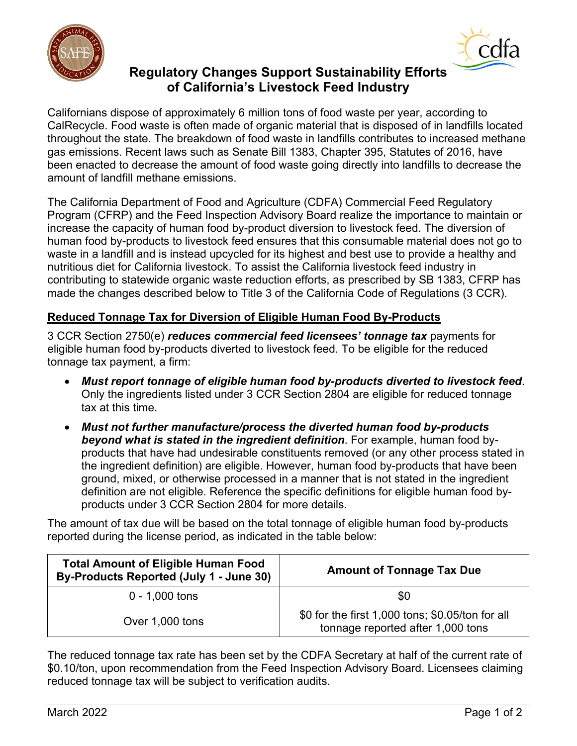# Regulatory Changes Support Sustainability Efforts of California's Livestock Feed Industry

Californians dispose of approximately 6 million tons of food waste per year, according to CalRecycle. Food waste is often made of organic material that is disposed of in landfills located throughout the state. The breakdown of food waste in landfills contributes to increased methane gas emissions. Recent laws such as Senate Bill 1383, Chapter 395, Statutes of 2016, have been enacted to decrease the amount of food waste going directly into landfills to decrease the amount of landfill methane emissions.

The California Department of Food and Agriculture (CDFA) Commercial Feed Regulatory Program (CFRP) and the Feed Inspection Advisory Board realize the importance to maintain or increase the capacity of human food by-product diversion to livestock feed. The diversion of human food by-products to livestock feed ensures that this consumable material does not go to waste in a landfill and is instead upcycled for its highest and best use to provide a healthy and nutritious diet for California livestock. To assist the California livestock feed industry in contributing to statewide organic waste reduction efforts, as prescribed by SB 1383, CFRP has made the changes described below to Title 3 of the California Code of Regulations (3 CCR).

## Reduced Tonnage Tax for Diversion of Eligible Human Food By-Products

3 CCR Section 2750(e) ***reduces commercial feed licensees' tonnage tax*** payments for eligible human food by-products diverted to livestock feed. To be eligible for the reduced tonnage tax payment, a firm:

- ***Must report tonnage of eligible human food by-products diverted to livestock feed***. Only the ingredients listed under 3 CCR Section 2804 are eligible for reduced tonnage tax at this time.
- ***Must not further manufacture/process the diverted human food by-products beyond what is stated in the ingredient definition***. For example, human food by-products that have had undesirable constituents removed (or any other process stated in the ingredient definition) are eligible. However, human food by-products that have been ground, mixed, or otherwise processed in a manner that is not stated in the ingredient definition are not eligible. Reference the specific definitions for eligible human food by-products under 3 CCR Section 2804 for more details.

The amount of tax due will be based on the total tonnage of eligible human food by-products reported during the license period, as indicated in the table below:

| Total Amount of Eligible Human Food By-Products Reported (July 1 - June 30) | Amount of Tonnage Tax Due |
|---|---|
| 0 - 1,000 tons | $0 |
| Over 1,000 tons | $0 for the first 1,000 tons; $0.05/ton for all tonnage reported after 1,000 tons |

The reduced tonnage tax rate has been set by the CDFA Secretary at half of the current rate of $0.10/ton, upon recommendation from the Feed Inspection Advisory Board. Licensees claiming reduced tonnage tax will be subject to verification audits.

March 2022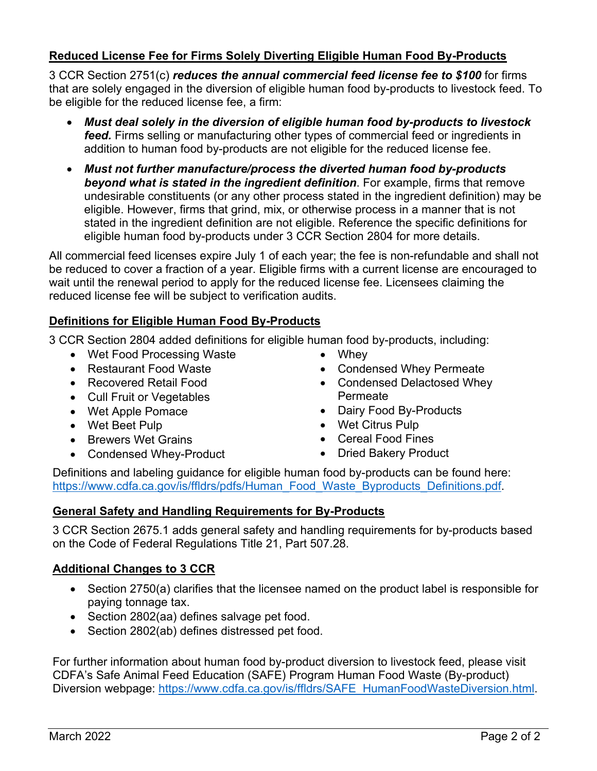## Reduced License Fee for Firms Solely Diverting Eligible Human Food By-Products

3 CCR Section 2751(c) ***reduces the annual commercial feed license fee to $100*** for firms that are solely engaged in the diversion of eligible human food by-products to livestock feed. To be eligible for the reduced license fee, a firm:

- ***Must deal solely in the diversion of eligible human food by-products to livestock feed.*** Firms selling or manufacturing other types of commercial feed or ingredients in addition to human food by-products are not eligible for the reduced license fee.
- ***Must not further manufacture/process the diverted human food by-products beyond what is stated in the ingredient definition***. For example, firms that remove undesirable constituents (or any other process stated in the ingredient definition) may be eligible. However, firms that grind, mix, or otherwise process in a manner that is not stated in the ingredient definition are not eligible. Reference the specific definitions for eligible human food by-products under 3 CCR Section 2804 for more details.

All commercial feed licenses expire July 1 of each year; the fee is non-refundable and shall not be reduced to cover a fraction of a year. Eligible firms with a current license are encouraged to wait until the renewal period to apply for the reduced license fee. Licensees claiming the reduced license fee will be subject to verification audits.

## Definitions for Eligible Human Food By-Products

3 CCR Section 2804 added definitions for eligible human food by-products, including:

- Wet Food Processing Waste
- Restaurant Food Waste
- Recovered Retail Food
- Cull Fruit or Vegetables
- Wet Apple Pomace
- Wet Beet Pulp
- Brewers Wet Grains
- Condensed Whey-Product
- Whey
- Condensed Whey Permeate
- Condensed Delactosed Whey Permeate
- Dairy Food By-Products
- Wet Citrus Pulp
- Cereal Food Fines
- Dried Bakery Product

Definitions and labeling guidance for eligible human food by-products can be found here: https://www.cdfa.ca.gov/is/ffldrs/pdfs/Human_Food_Waste_Byproducts_Definitions.pdf.

## General Safety and Handling Requirements for By-Products

3 CCR Section 2675.1 adds general safety and handling requirements for by-products based on the Code of Federal Regulations Title 21, Part 507.28.

## Additional Changes to 3 CCR

- Section 2750(a) clarifies that the licensee named on the product label is responsible for paying tonnage tax.
- Section 2802(aa) defines salvage pet food.
- Section 2802(ab) defines distressed pet food.

For further information about human food by-product diversion to livestock feed, please visit CDFA's Safe Animal Feed Education (SAFE) Program Human Food Waste (By-product) Diversion webpage: https://www.cdfa.ca.gov/is/ffldrs/SAFE_HumanFoodWasteDiversion.html.

March 2022